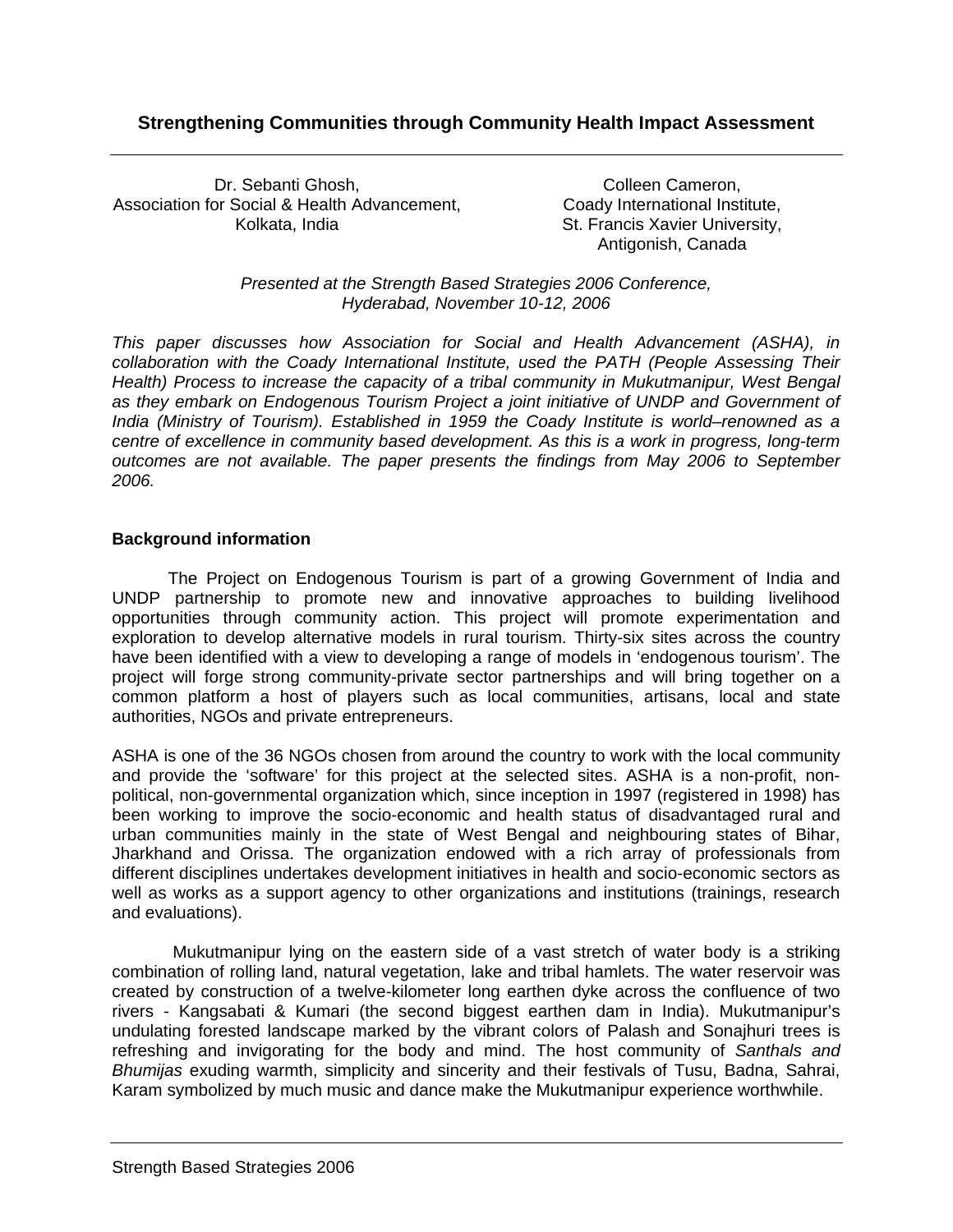# Strengthening Communities through Community Health Impact Assessment

Dr. Sebanti Ghosh,
Association for Social & Health Advancement,
Kolkata, India

Colleen Cameron,
Coady International Institute,
St. Francis Xavier University,
Antigonish, Canada

*Presented at the Strength Based Strategies 2006 Conference,
Hyderabad, November 10-12, 2006*

*This paper discusses how Association for Social and Health Advancement (ASHA), in collaboration with the Coady International Institute, used the PATH (People Assessing Their Health) Process to increase the capacity of a tribal community in Mukutmanipur, West Bengal as they embark on Endogenous Tourism Project a joint initiative of UNDP and Government of India (Ministry of Tourism). Established in 1959 the Coady Institute is world–renowned as a centre of excellence in community based development. As this is a work in progress, long-term outcomes are not available. The paper presents the findings from May 2006 to September 2006.*

## Background information

The Project on Endogenous Tourism is part of a growing Government of India and UNDP partnership to promote new and innovative approaches to building livelihood opportunities through community action. This project will promote experimentation and exploration to develop alternative models in rural tourism. Thirty-six sites across the country have been identified with a view to developing a range of models in 'endogenous tourism'. The project will forge strong community-private sector partnerships and will bring together on a common platform a host of players such as local communities, artisans, local and state authorities, NGOs and private entrepreneurs.

ASHA is one of the 36 NGOs chosen from around the country to work with the local community and provide the 'software' for this project at the selected sites. ASHA is a non-profit, non-political, non-governmental organization which, since inception in 1997 (registered in 1998) has been working to improve the socio-economic and health status of disadvantaged rural and urban communities mainly in the state of West Bengal and neighbouring states of Bihar, Jharkhand and Orissa. The organization endowed with a rich array of professionals from different disciplines undertakes development initiatives in health and socio-economic sectors as well as works as a support agency to other organizations and institutions (trainings, research and evaluations).

Mukutmanipur lying on the eastern side of a vast stretch of water body is a striking combination of rolling land, natural vegetation, lake and tribal hamlets. The water reservoir was created by construction of a twelve-kilometer long earthen dyke across the confluence of two rivers - Kangsabati & Kumari (the second biggest earthen dam in India). Mukutmanipur's undulating forested landscape marked by the vibrant colors of Palash and Sonajhuri trees is refreshing and invigorating for the body and mind. The host community of *Santhals and Bhumijas* exuding warmth, simplicity and sincerity and their festivals of Tusu, Badna, Sahrai, Karam symbolized by much music and dance make the Mukutmanipur experience worthwhile.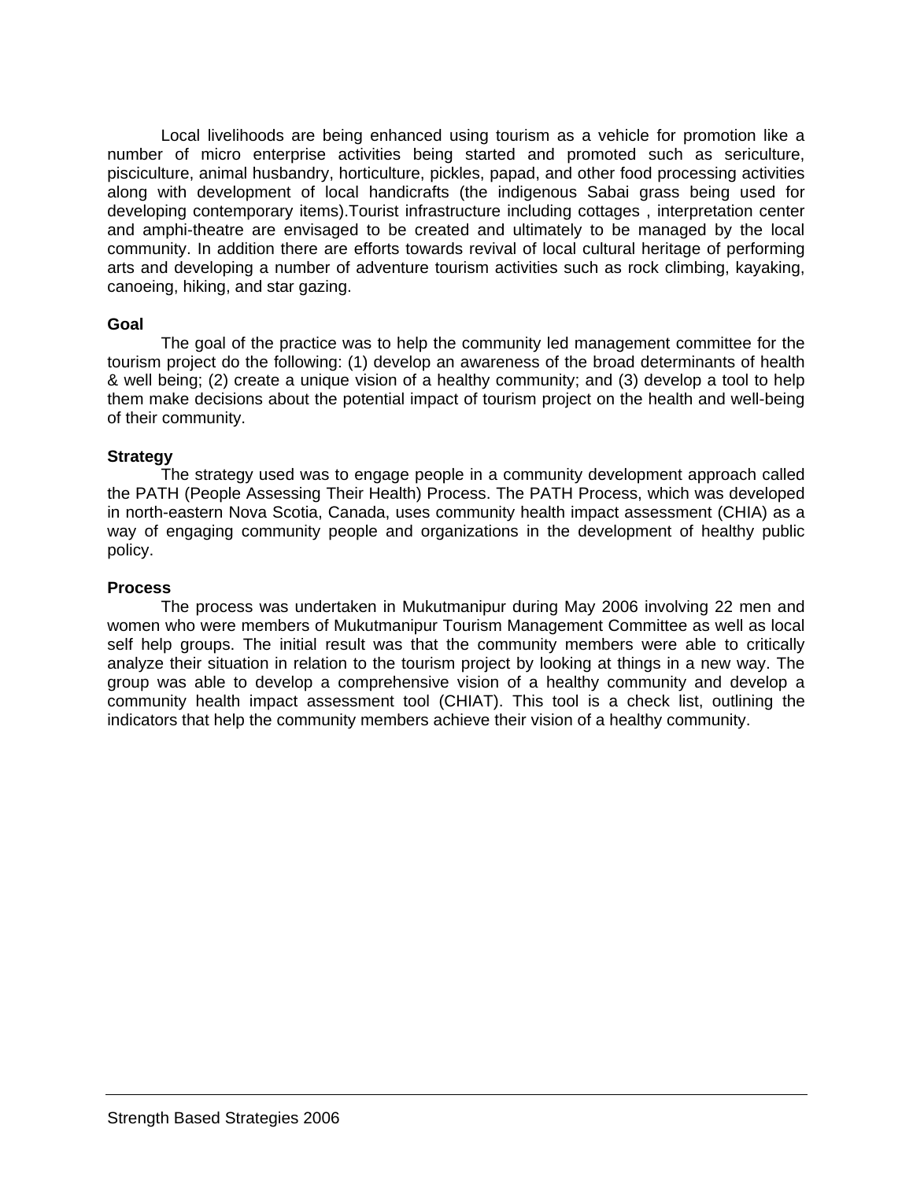Local livelihoods are being enhanced using tourism as a vehicle for promotion like a number of micro enterprise activities being started and promoted such as sericulture, pisciculture, animal husbandry, horticulture, pickles, papad, and other food processing activities along with development of local handicrafts (the indigenous Sabai grass being used for developing contemporary items).Tourist infrastructure including cottages , interpretation center and amphi-theatre are envisaged to be created and ultimately to be managed by the local community. In addition there are efforts towards revival of local cultural heritage of performing arts and developing a number of adventure tourism activities such as rock climbing, kayaking, canoeing, hiking, and star gazing.

**Goal**

The goal of the practice was to help the community led management committee for the tourism project do the following: (1) develop an awareness of the broad determinants of health & well being; (2) create a unique vision of a healthy community; and (3) develop a tool to help them make decisions about the potential impact of tourism project on the health and well-being of their community.

**Strategy**

The strategy used was to engage people in a community development approach called the PATH (People Assessing Their Health) Process. The PATH Process, which was developed in north-eastern Nova Scotia, Canada, uses community health impact assessment (CHIA) as a way of engaging community people and organizations in the development of healthy public policy.

**Process**

The process was undertaken in Mukutmanipur during May 2006 involving 22 men and women who were members of Mukutmanipur Tourism Management Committee as well as local self help groups. The initial result was that the community members were able to critically analyze their situation in relation to the tourism project by looking at things in a new way. The group was able to develop a comprehensive vision of a healthy community and develop a community health impact assessment tool (CHIAT). This tool is a check list, outlining the indicators that help the community members achieve their vision of a healthy community.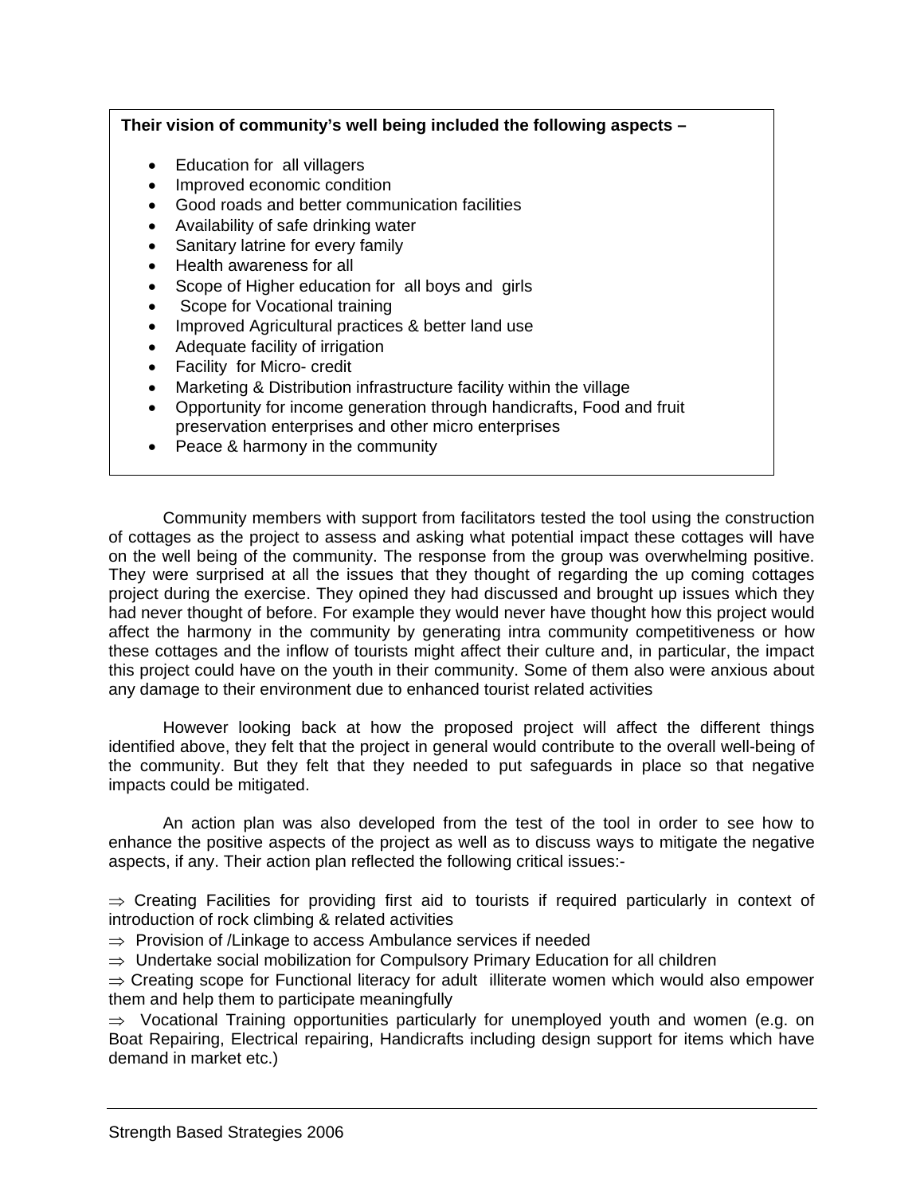**Their vision of community's well being included the following aspects –**

- Education for all villagers
- Improved economic condition
- Good roads and better communication facilities
- Availability of safe drinking water
- Sanitary latrine for every family
- Health awareness for all
- Scope of Higher education for all boys and girls
- Scope for Vocational training
- Improved Agricultural practices & better land use
- Adequate facility of irrigation
- Facility for Micro- credit
- Marketing & Distribution infrastructure facility within the village
- Opportunity for income generation through handicrafts, Food and fruit preservation enterprises and other micro enterprises
- Peace & harmony in the community

Community members with support from facilitators tested the tool using the construction of cottages as the project to assess and asking what potential impact these cottages will have on the well being of the community. The response from the group was overwhelming positive. They were surprised at all the issues that they thought of regarding the up coming cottages project during the exercise. They opined they had discussed and brought up issues which they had never thought of before. For example they would never have thought how this project would affect the harmony in the community by generating intra community competitiveness or how these cottages and the inflow of tourists might affect their culture and, in particular, the impact this project could have on the youth in their community. Some of them also were anxious about any damage to their environment due to enhanced tourist related activities

However looking back at how the proposed project will affect the different things identified above, they felt that the project in general would contribute to the overall well-being of the community. But they felt that they needed to put safeguards in place so that negative impacts could be mitigated.

An action plan was also developed from the test of the tool in order to see how to enhance the positive aspects of the project as well as to discuss ways to mitigate the negative aspects, if any. Their action plan reflected the following critical issues:-

⇒ Creating Facilities for providing first aid to tourists if required particularly in context of introduction of rock climbing & related activities

⇒ Provision of /Linkage to access Ambulance services if needed

⇒ Undertake social mobilization for Compulsory Primary Education for all children

⇒ Creating scope for Functional literacy for adult illiterate women which would also empower them and help them to participate meaningfully

⇒ Vocational Training opportunities particularly for unemployed youth and women (e.g. on Boat Repairing, Electrical repairing, Handicrafts including design support for items which have demand in market etc.)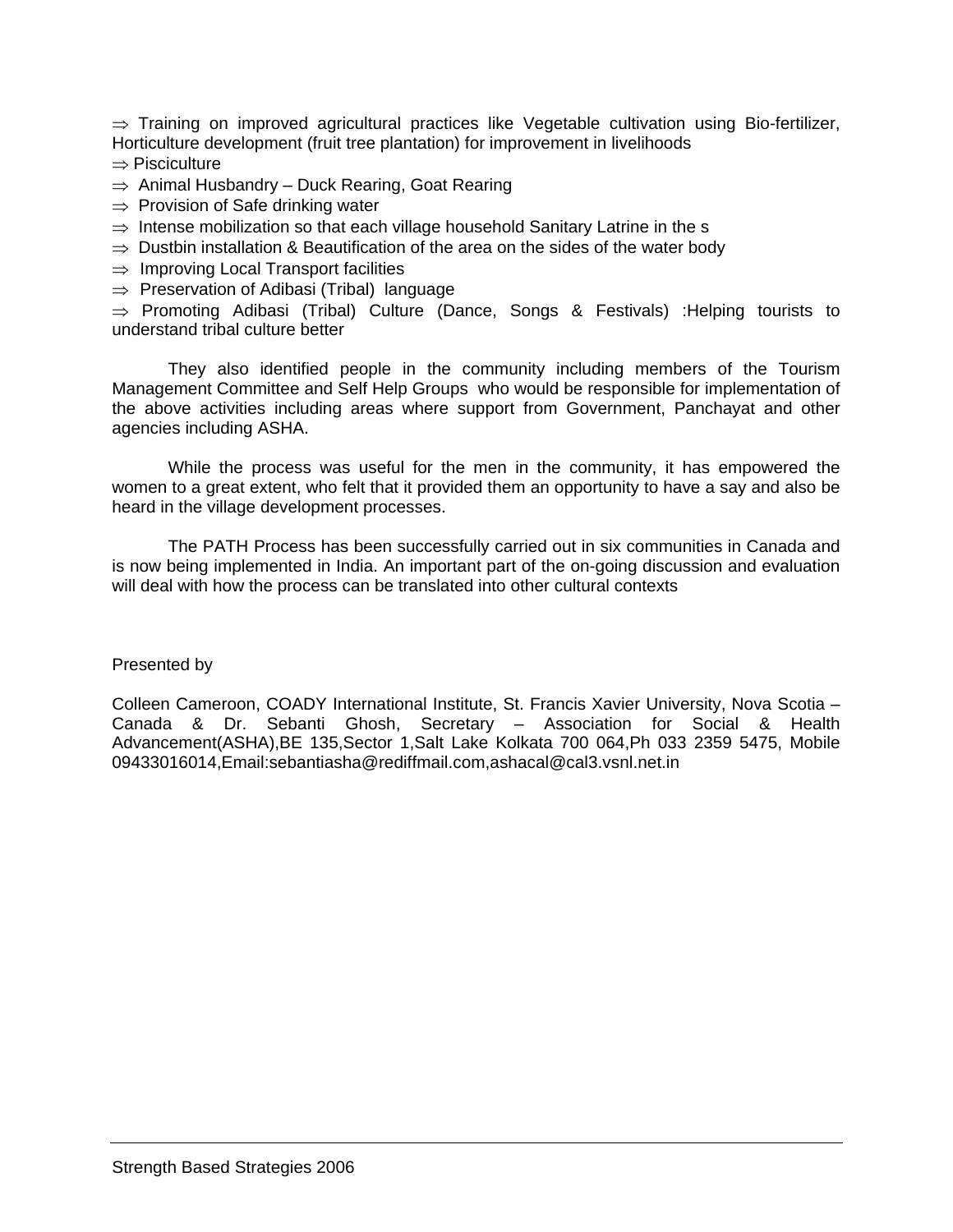⇒ Training on improved agricultural practices like Vegetable cultivation using Bio-fertilizer, Horticulture development (fruit tree plantation) for improvement in livelihoods

⇒ Pisciculture

⇒ Animal Husbandry – Duck Rearing, Goat Rearing

⇒ Provision of Safe drinking water

⇒ Intense mobilization so that each village household Sanitary Latrine in the s

⇒ Dustbin installation & Beautification of the area on the sides of the water body

⇒ Improving Local Transport facilities

⇒ Preservation of Adibasi (Tribal) language

⇒ Promoting Adibasi (Tribal) Culture (Dance, Songs & Festivals) :Helping tourists to understand tribal culture better

They also identified people in the community including members of the Tourism Management Committee and Self Help Groups who would be responsible for implementation of the above activities including areas where support from Government, Panchayat and other agencies including ASHA.

While the process was useful for the men in the community, it has empowered the women to a great extent, who felt that it provided them an opportunity to have a say and also be heard in the village development processes.

The PATH Process has been successfully carried out in six communities in Canada and is now being implemented in India. An important part of the on-going discussion and evaluation will deal with how the process can be translated into other cultural contexts

Presented by

Colleen Cameroon, COADY International Institute, St. Francis Xavier University, Nova Scotia – Canada & Dr. Sebanti Ghosh, Secretary – Association for Social & Health Advancement(ASHA),BE 135,Sector 1,Salt Lake Kolkata 700 064,Ph 033 2359 5475, Mobile 09433016014,Email:sebantiasha@rediffmail.com,ashacal@cal3.vsnl.net.in